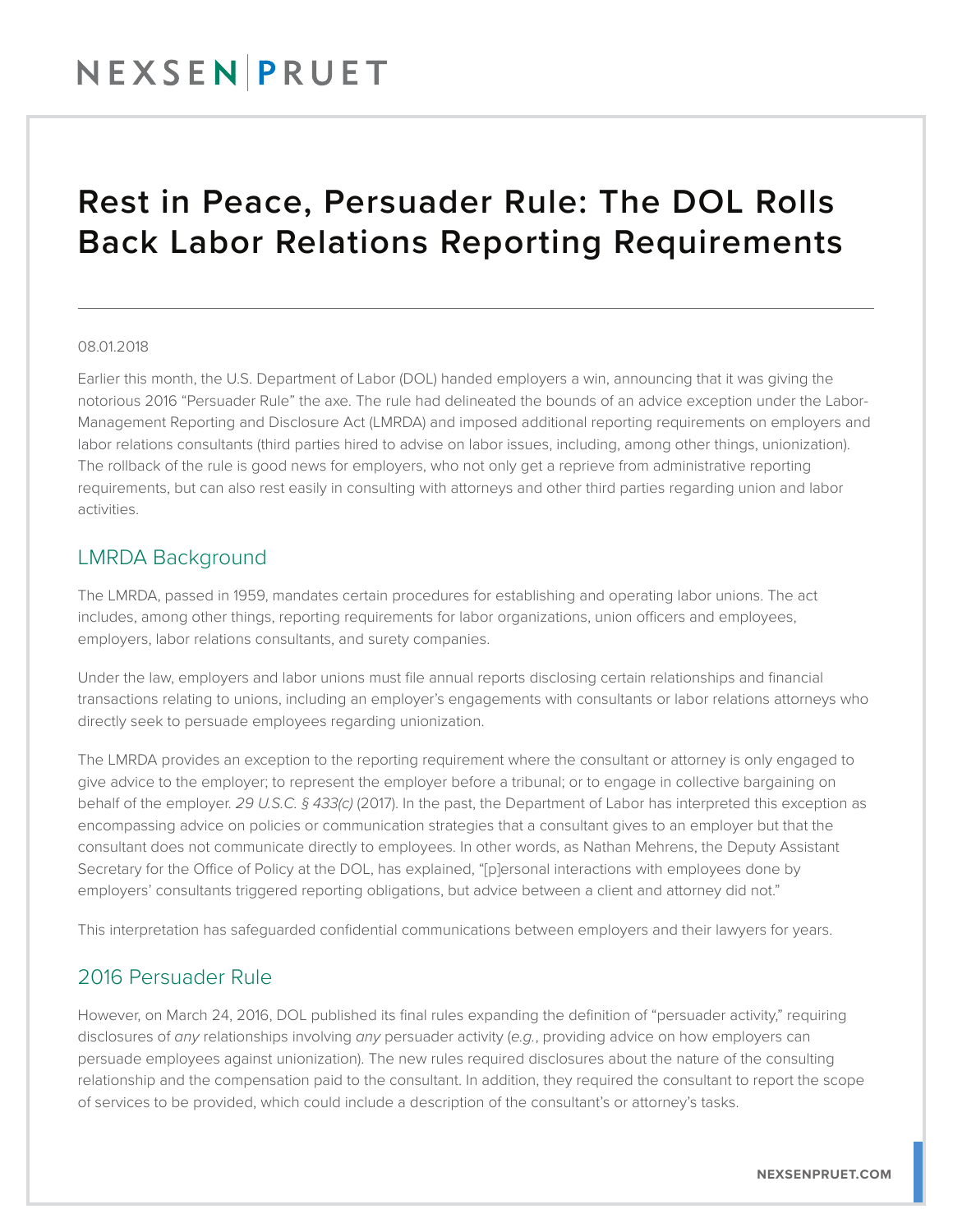# Rest in Peace, Persuader Rule: The DOL Rolls Back Labor Relations Reporting Requirements

08.01.2018

Earlier this month, the U.S. Department of Labor (DOL) handed employers a win, announcing that it was giving the notorious 2016 "Persuader Rule" the axe. The rule had delineated the bounds of an advice exception under the Labor-Management Reporting and Disclosure Act (LMRDA) and imposed additional reporting requirements on employers and labor relations consultants (third parties hired to advise on labor issues, including, among other things, unionization). The rollback of the rule is good news for employers, who not only get a reprieve from administrative reporting requirements, but can also rest easily in consulting with attorneys and other third parties regarding union and labor activities.

## LMRDA Background

The LMRDA, passed in 1959, mandates certain procedures for establishing and operating labor unions. The act includes, among other things, reporting requirements for labor organizations, union officers and employees, employers, labor relations consultants, and surety companies.

Under the law, employers and labor unions must file annual reports disclosing certain relationships and financial transactions relating to unions, including an employer's engagements with consultants or labor relations attorneys who directly seek to persuade employees regarding unionization.

The LMRDA provides an exception to the reporting requirement where the consultant or attorney is only engaged to give advice to the employer; to represent the employer before a tribunal; or to engage in collective bargaining on behalf of the employer. *29 U.S.C. § 433(c)* (2017). In the past, the Department of Labor has interpreted this exception as encompassing advice on policies or communication strategies that a consultant gives to an employer but that the consultant does not communicate directly to employees. In other words, as Nathan Mehrens, the Deputy Assistant Secretary for the Office of Policy at the DOL, has explained, "[p]ersonal interactions with employees done by employers' consultants triggered reporting obligations, but advice between a client and attorney did not."

This interpretation has safeguarded confidential communications between employers and their lawyers for years.

## 2016 Persuader Rule

However, on March 24, 2016, DOL published its final rules expanding the definition of "persuader activity," requiring disclosures of *any* relationships involving *any* persuader activity (*e.g.*, providing advice on how employers can persuade employees against unionization). The new rules required disclosures about the nature of the consulting relationship and the compensation paid to the consultant. In addition, they required the consultant to report the scope of services to be provided, which could include a description of the consultant's or attorney's tasks.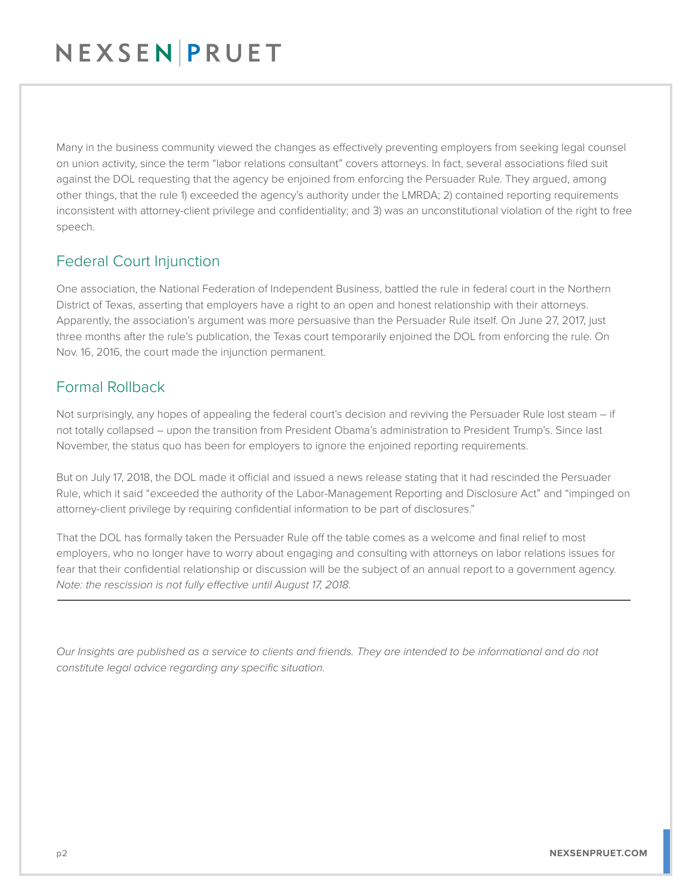Many in the business community viewed the changes as effectively preventing employers from seeking legal counsel on union activity, since the term "labor relations consultant" covers attorneys. In fact, several associations filed suit against the DOL requesting that the agency be enjoined from enforcing the Persuader Rule. They argued, among other things, that the rule 1) exceeded the agency's authority under the LMRDA; 2) contained reporting requirements inconsistent with attorney-client privilege and confidentiality; and 3) was an unconstitutional violation of the right to free speech.

## Federal Court Injunction

One association, the National Federation of Independent Business, battled the rule in federal court in the Northern District of Texas, asserting that employers have a right to an open and honest relationship with their attorneys. Apparently, the association's argument was more persuasive than the Persuader Rule itself. On June 27, 2017, just three months after the rule's publication, the Texas court temporarily enjoined the DOL from enforcing the rule. On Nov. 16, 2016, the court made the injunction permanent.

## Formal Rollback

Not surprisingly, any hopes of appealing the federal court's decision and reviving the Persuader Rule lost steam – if not totally collapsed – upon the transition from President Obama's administration to President Trump's. Since last November, the status quo has been for employers to ignore the enjoined reporting requirements.

But on July 17, 2018, the DOL made it official and issued a news release stating that it had rescinded the Persuader Rule, which it said "exceeded the authority of the Labor-Management Reporting and Disclosure Act" and "impinged on attorney-client privilege by requiring confidential information to be part of disclosures."

That the DOL has formally taken the Persuader Rule off the table comes as a welcome and final relief to most employers, who no longer have to worry about engaging and consulting with attorneys on labor relations issues for fear that their confidential relationship or discussion will be the subject of an annual report to a government agency. *Note: the rescission is not fully effective until August 17, 2018.*

---

*Our Insights are published as a service to clients and friends. They are intended to be informational and do not constitute legal advice regarding any specific situation.*